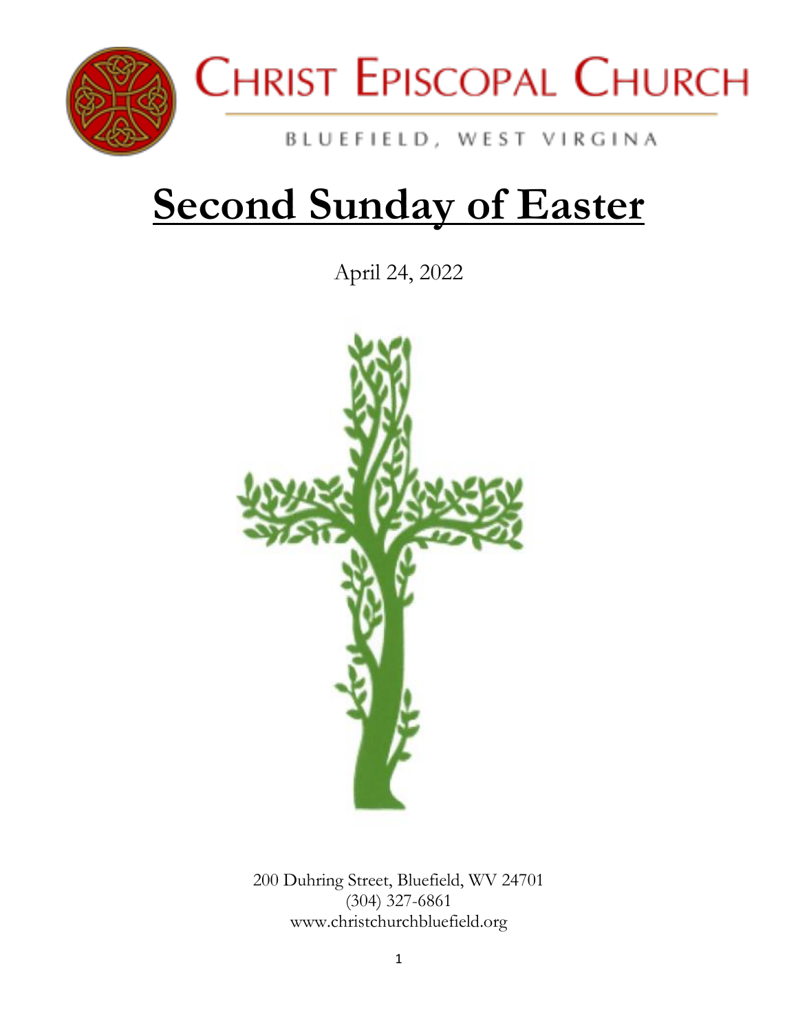# Christ Episcopal Church

Bluefield, West Virginia

# Second Sunday of Easter

April 24, 2022

200 Duhring Street, Bluefield, WV 24701
(304) 327-6861
www.christchurchbluefield.org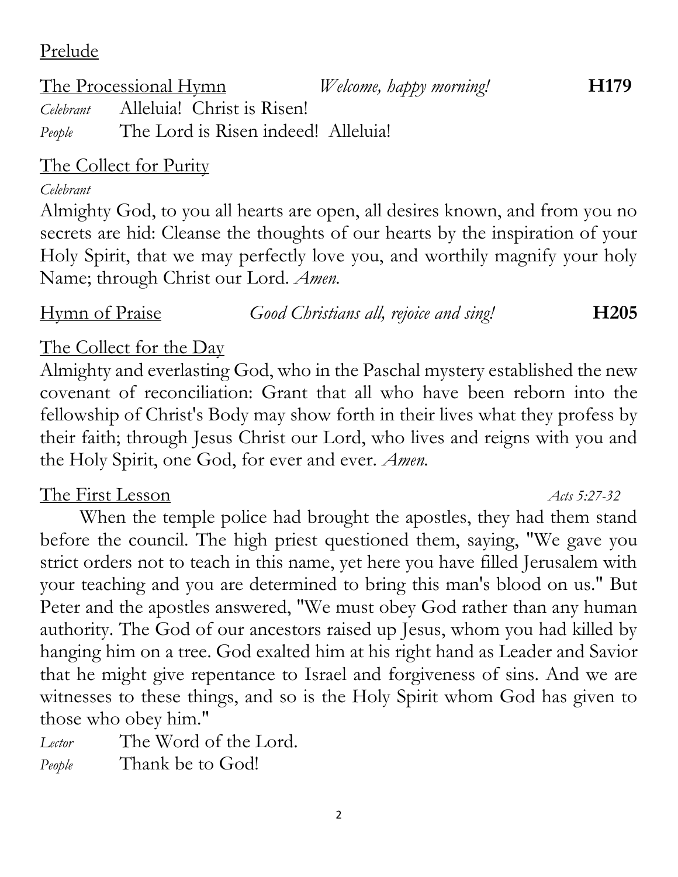Prelude

The Processional Hymn *Welcome, happy morning!* **H179**

*Celebrant* Alleluia! Christ is Risen!
*People* The Lord is Risen indeed! Alleluia!

The Collect for Purity

*Celebrant*

Almighty God, to you all hearts are open, all desires known, and from you no secrets are hid: Cleanse the thoughts of our hearts by the inspiration of your Holy Spirit, that we may perfectly love you, and worthily magnify your holy Name; through Christ our Lord. *Amen.*

Hymn of Praise *Good Christians all, rejoice and sing!* **H205**

The Collect for the Day

Almighty and everlasting God, who in the Paschal mystery established the new covenant of reconciliation: Grant that all who have been reborn into the fellowship of Christ's Body may show forth in their lives what they profess by their faith; through Jesus Christ our Lord, who lives and reigns with you and the Holy Spirit, one God, for ever and ever. *Amen.*

The First Lesson *Acts 5:27-32*

When the temple police had brought the apostles, they had them stand before the council. The high priest questioned them, saying, "We gave you strict orders not to teach in this name, yet here you have filled Jerusalem with your teaching and you are determined to bring this man's blood on us." But Peter and the apostles answered, "We must obey God rather than any human authority. The God of our ancestors raised up Jesus, whom you had killed by hanging him on a tree. God exalted him at his right hand as Leader and Savior that he might give repentance to Israel and forgiveness of sins. And we are witnesses to these things, and so is the Holy Spirit whom God has given to those who obey him."

*Lector* The Word of the Lord.
*People* Thank be to God!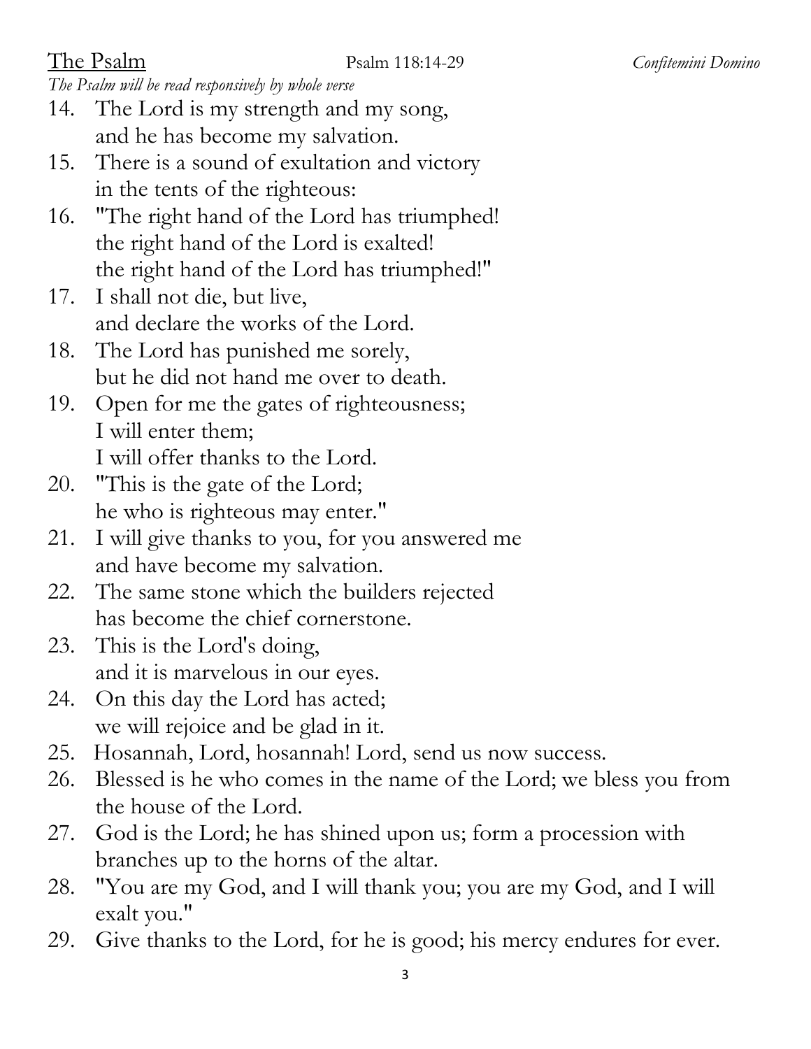## The Psalm

Psalm 118:14-29 *Confitemini Domino*

*The Psalm will be read responsively by whole verse*

14. The Lord is my strength and my song,
and he has become my salvation.
15. There is a sound of exultation and victory
in the tents of the righteous:
16. "The right hand of the Lord has triumphed!
the right hand of the Lord is exalted!
the right hand of the Lord has triumphed!"
17. I shall not die, but live,
and declare the works of the Lord.
18. The Lord has punished me sorely,
but he did not hand me over to death.
19. Open for me the gates of righteousness;
I will enter them;
I will offer thanks to the Lord.
20. "This is the gate of the Lord;
he who is righteous may enter."
21. I will give thanks to you, for you answered me
and have become my salvation.
22. The same stone which the builders rejected
has become the chief cornerstone.
23. This is the Lord's doing,
and it is marvelous in our eyes.
24. On this day the Lord has acted;
we will rejoice and be glad in it.
25. Hosannah, Lord, hosannah! Lord, send us now success.
26. Blessed is he who comes in the name of the Lord; we bless you from the house of the Lord.
27. God is the Lord; he has shined upon us; form a procession with branches up to the horns of the altar.
28. "You are my God, and I will thank you; you are my God, and I will exalt you."
29. Give thanks to the Lord, for he is good; his mercy endures for ever.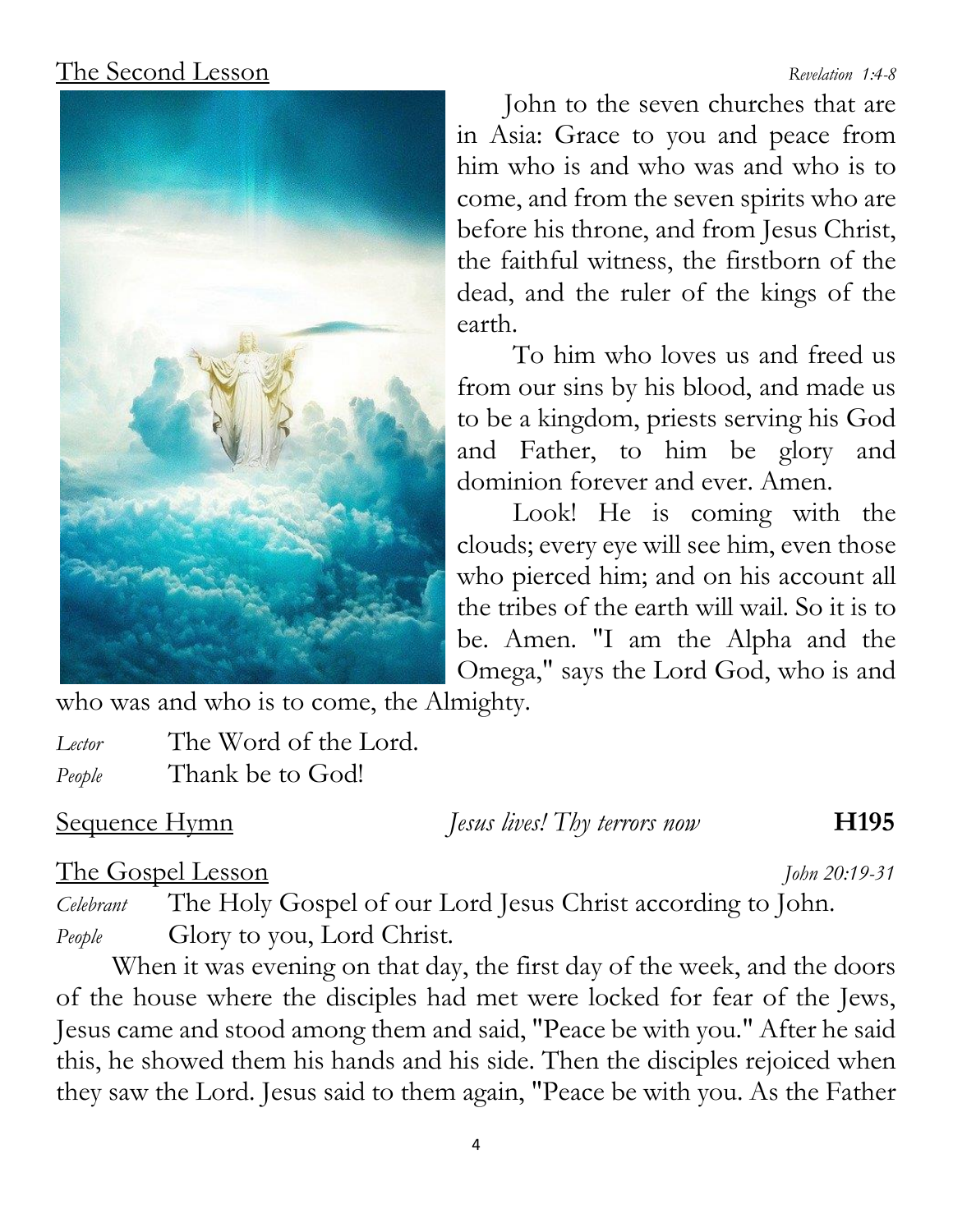## The Second Lesson

*Revelation 1:4-8*

John to the seven churches that are in Asia: Grace to you and peace from him who is and who was and who is to come, and from the seven spirits who are before his throne, and from Jesus Christ, the faithful witness, the firstborn of the dead, and the ruler of the kings of the earth.

To him who loves us and freed us from our sins by his blood, and made us to be a kingdom, priests serving his God and Father, to him be glory and dominion forever and ever. Amen.

Look! He is coming with the clouds; every eye will see him, even those who pierced him; and on his account all the tribes of the earth will wail. So it is to be. Amen. "I am the Alpha and the Omega," says the Lord God, who is and who was and who is to come, the Almighty.

*Lector* The Word of the Lord.
*People* Thank be to God!

## Sequence Hymn

*Jesus lives! Thy terrors now* **H195**

## The Gospel Lesson

*John 20:19-31*

*Celebrant* The Holy Gospel of our Lord Jesus Christ according to John.
*People* Glory to you, Lord Christ.

When it was evening on that day, the first day of the week, and the doors of the house where the disciples had met were locked for fear of the Jews, Jesus came and stood among them and said, "Peace be with you." After he said this, he showed them his hands and his side. Then the disciples rejoiced when they saw the Lord. Jesus said to them again, "Peace be with you. As the Father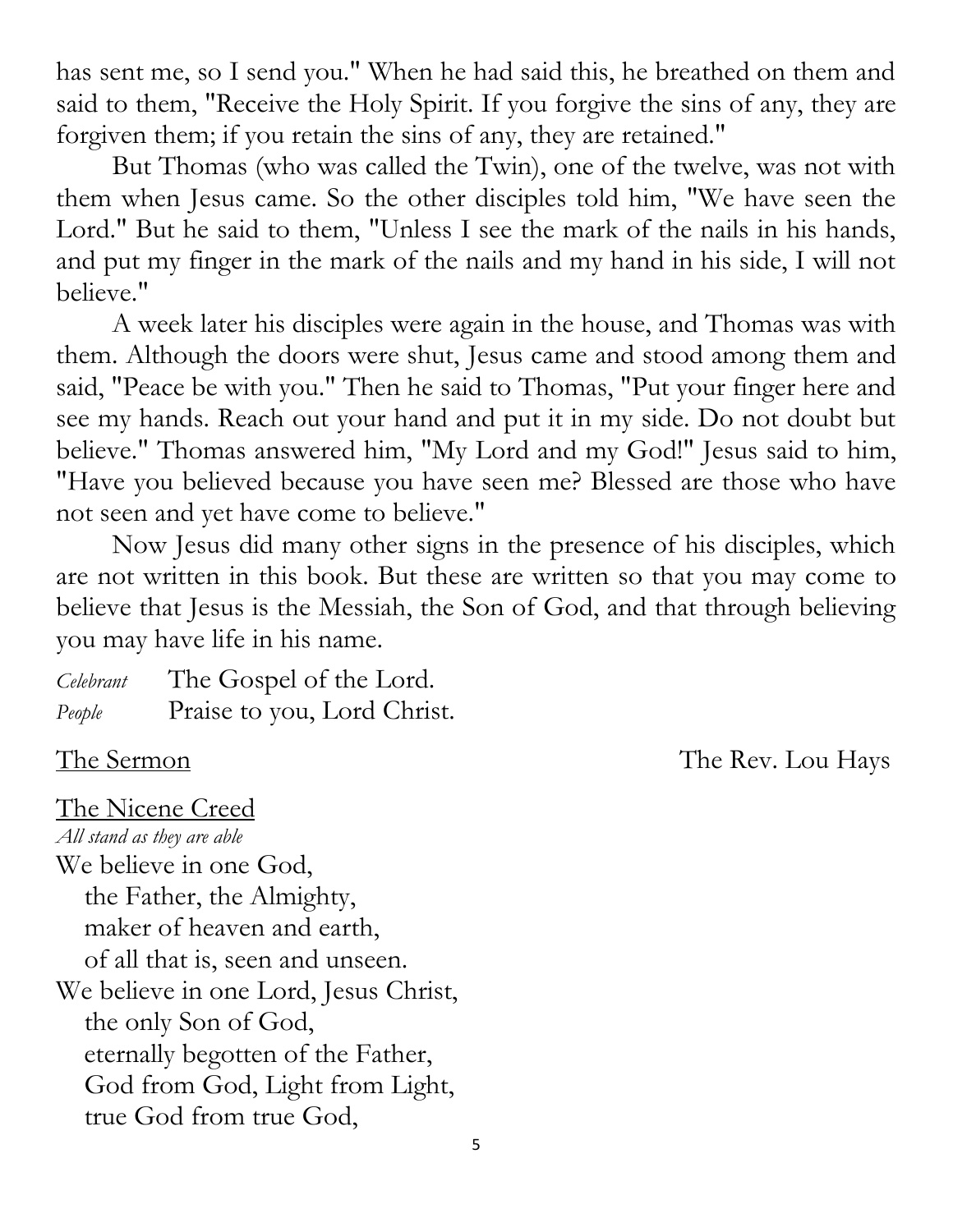has sent me, so I send you." When he had said this, he breathed on them and said to them, "Receive the Holy Spirit. If you forgive the sins of any, they are forgiven them; if you retain the sins of any, they are retained."

But Thomas (who was called the Twin), one of the twelve, was not with them when Jesus came. So the other disciples told him, "We have seen the Lord." But he said to them, "Unless I see the mark of the nails in his hands, and put my finger in the mark of the nails and my hand in his side, I will not believe."

A week later his disciples were again in the house, and Thomas was with them. Although the doors were shut, Jesus came and stood among them and said, "Peace be with you." Then he said to Thomas, "Put your finger here and see my hands. Reach out your hand and put it in my side. Do not doubt but believe." Thomas answered him, "My Lord and my God!" Jesus said to him, "Have you believed because you have seen me? Blessed are those who have not seen and yet have come to believe."

Now Jesus did many other signs in the presence of his disciples, which are not written in this book. But these are written so that you may come to believe that Jesus is the Messiah, the Son of God, and that through believing you may have life in his name.

*Celebrant* The Gospel of the Lord.
*People* Praise to you, Lord Christ.

<u>The Sermon</u> The Rev. Lou Hays

<u>The Nicene Creed</u>

*All stand as they are able*

We believe in one God,
the Father, the Almighty,
maker of heaven and earth,
of all that is, seen and unseen.
We believe in one Lord, Jesus Christ,
the only Son of God,
eternally begotten of the Father,
God from God, Light from Light,
true God from true God,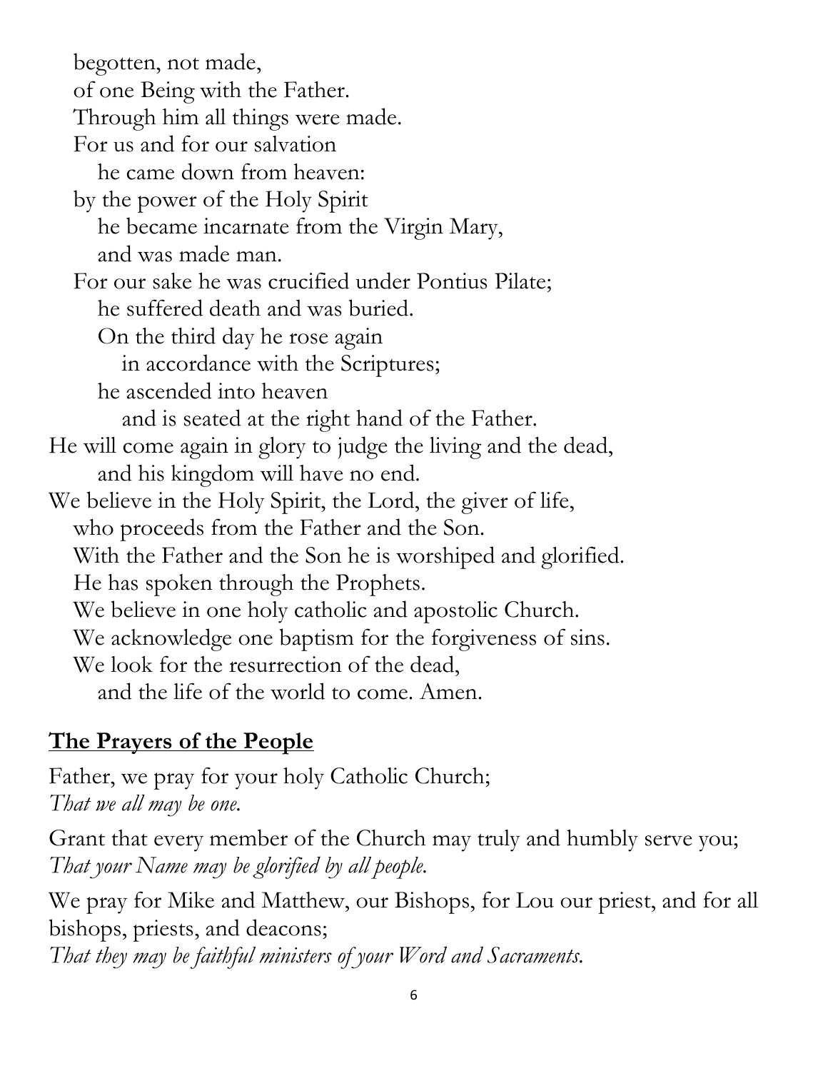begotten, not made,
of one Being with the Father.
Through him all things were made.
For us and for our salvation
he came down from heaven:
by the power of the Holy Spirit
he became incarnate from the Virgin Mary,
and was made man.
For our sake he was crucified under Pontius Pilate;
he suffered death and was buried.
On the third day he rose again
in accordance with the Scriptures;
he ascended into heaven
and is seated at the right hand of the Father.
He will come again in glory to judge the living and the dead,
and his kingdom will have no end.
We believe in the Holy Spirit, the Lord, the giver of life,
who proceeds from the Father and the Son.
With the Father and the Son he is worshiped and glorified.
He has spoken through the Prophets.
We believe in one holy catholic and apostolic Church.
We acknowledge one baptism for the forgiveness of sins.
We look for the resurrection of the dead,
and the life of the world to come. Amen.

## The Prayers of the People

Father, we pray for your holy Catholic Church;
*That we all may be one.*

Grant that every member of the Church may truly and humbly serve you;
*That your Name may be glorified by all people.*

We pray for Mike and Matthew, our Bishops, for Lou our priest, and for all bishops, priests, and deacons;
*That they may be faithful ministers of your Word and Sacraments.*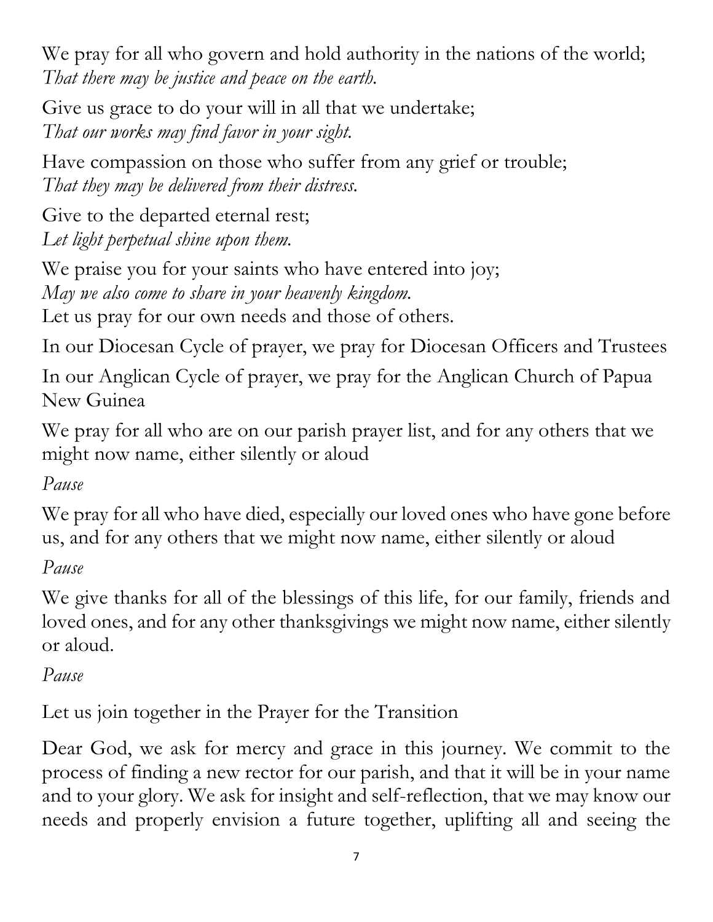We pray for all who govern and hold authority in the nations of the world;
*That there may be justice and peace on the earth.*

Give us grace to do your will in all that we undertake;
*That our works may find favor in your sight.*

Have compassion on those who suffer from any grief or trouble;
*That they may be delivered from their distress.*

Give to the departed eternal rest;
*Let light perpetual shine upon them.*

We praise you for your saints who have entered into joy;
*May we also come to share in your heavenly kingdom.*
Let us pray for our own needs and those of others.

In our Diocesan Cycle of prayer, we pray for Diocesan Officers and Trustees

In our Anglican Cycle of prayer, we pray for the Anglican Church of Papua New Guinea

We pray for all who are on our parish prayer list, and for any others that we might now name, either silently or aloud

*Pause*

We pray for all who have died, especially our loved ones who have gone before us, and for any others that we might now name, either silently or aloud

*Pause*

We give thanks for all of the blessings of this life, for our family, friends and loved ones, and for any other thanksgivings we might now name, either silently or aloud.

*Pause*

Let us join together in the Prayer for the Transition

Dear God, we ask for mercy and grace in this journey. We commit to the process of finding a new rector for our parish, and that it will be in your name and to your glory. We ask for insight and self-reflection, that we may know our needs and properly envision a future together, uplifting all and seeing the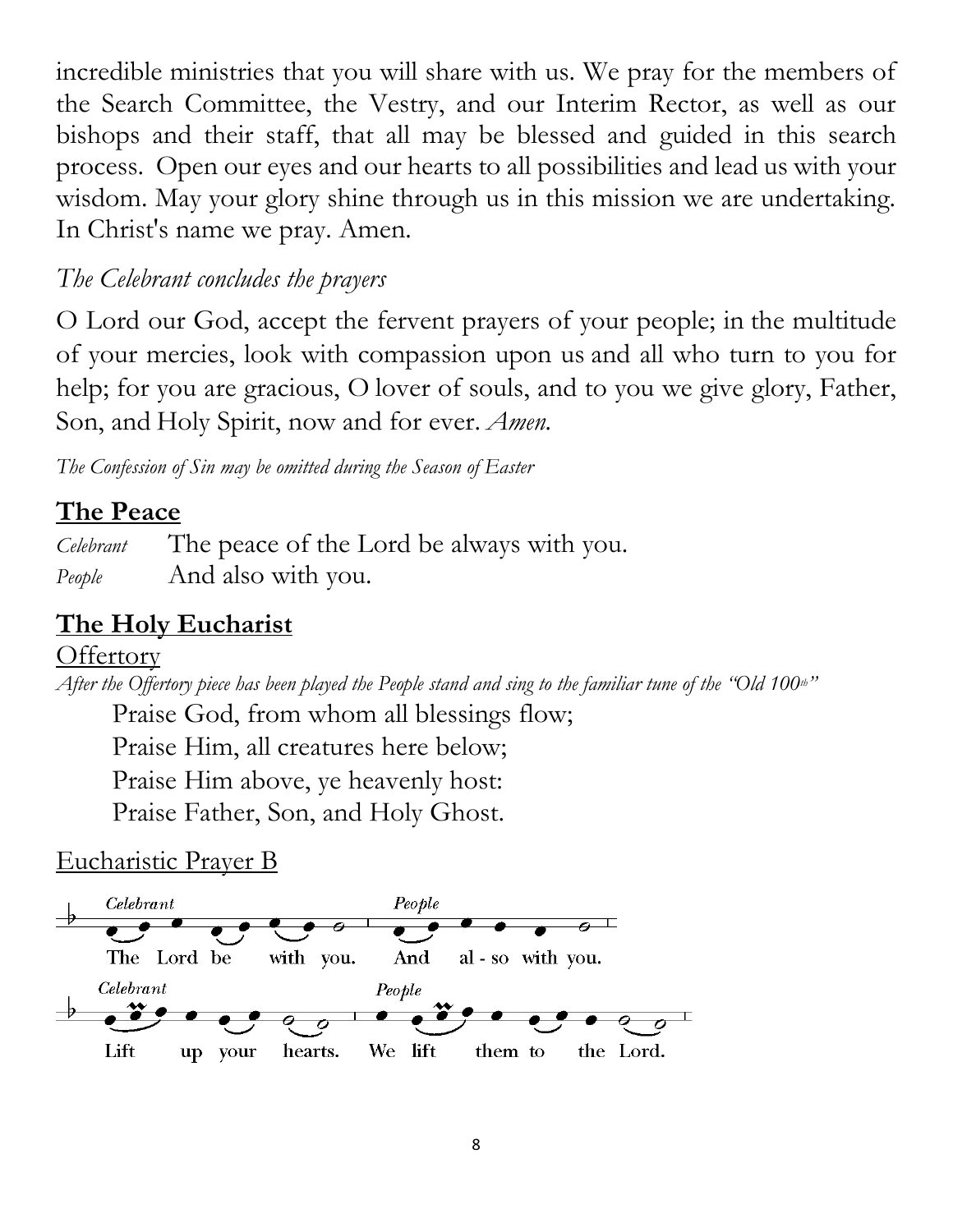incredible ministries that you will share with us. We pray for the members of the Search Committee, the Vestry, and our Interim Rector, as well as our bishops and their staff, that all may be blessed and guided in this search process. Open our eyes and our hearts to all possibilities and lead us with your wisdom. May your glory shine through us in this mission we are undertaking. In Christ's name we pray. Amen.

*The Celebrant concludes the prayers*

O Lord our God, accept the fervent prayers of your people; in the multitude of your mercies, look with compassion upon us and all who turn to you for help; for you are gracious, O lover of souls, and to you we give glory, Father, Son, and Holy Spirit, now and for ever. *Amen.*

*The Confession of Sin may be omitted during the Season of Easter*

## **The Peace**

*Celebrant* The peace of the Lord be always with you.
*People* And also with you.

## **The Holy Eucharist**

Offertory

*After the Offertory piece has been played the People stand and sing to the familiar tune of the "Old 100th"*

Praise God, from whom all blessings flow;
Praise Him, all creatures here below;
Praise Him above, ye heavenly host:
Praise Father, Son, and Holy Ghost.

Eucharistic Prayer B

*Celebrant* The Lord be with you. *People* And al - so with you.

*Celebrant* Lift up your hearts. *People* We lift them to the Lord.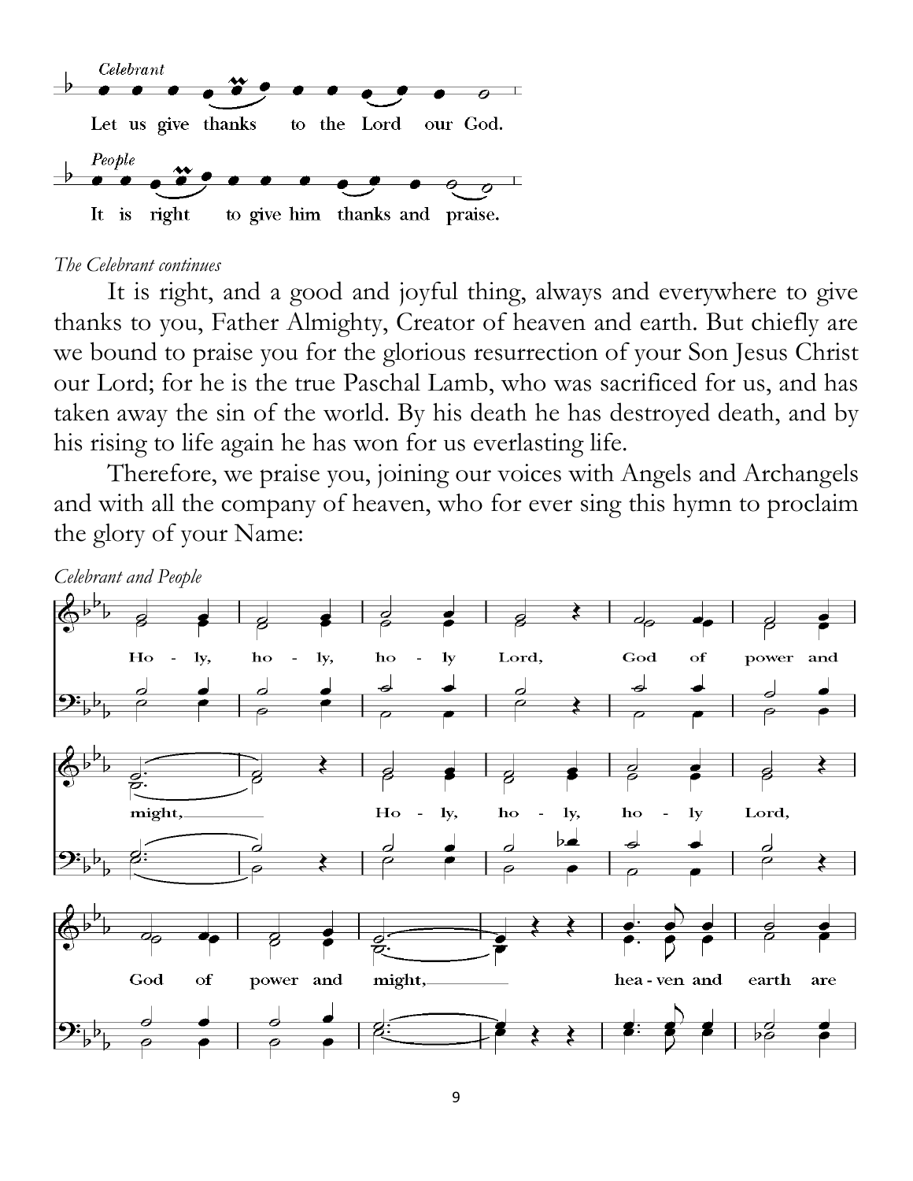*Celebrant*

Let us give thanks to the Lord our God.

*People*

It is right to give him thanks and praise.

*The Celebrant continues*

It is right, and a good and joyful thing, always and everywhere to give thanks to you, Father Almighty, Creator of heaven and earth. But chiefly are we bound to praise you for the glorious resurrection of your Son Jesus Christ our Lord; for he is the true Paschal Lamb, who was sacrificed for us, and has taken away the sin of the world. By his death he has destroyed death, and by his rising to life again he has won for us everlasting life.

Therefore, we praise you, joining our voices with Angels and Archangels and with all the company of heaven, who for ever sing this hymn to proclaim the glory of your Name:

*Celebrant and People*

Holy, holy, holy Lord, God of power and might, Holy, holy, holy Lord, God of power and might, heaven and earth are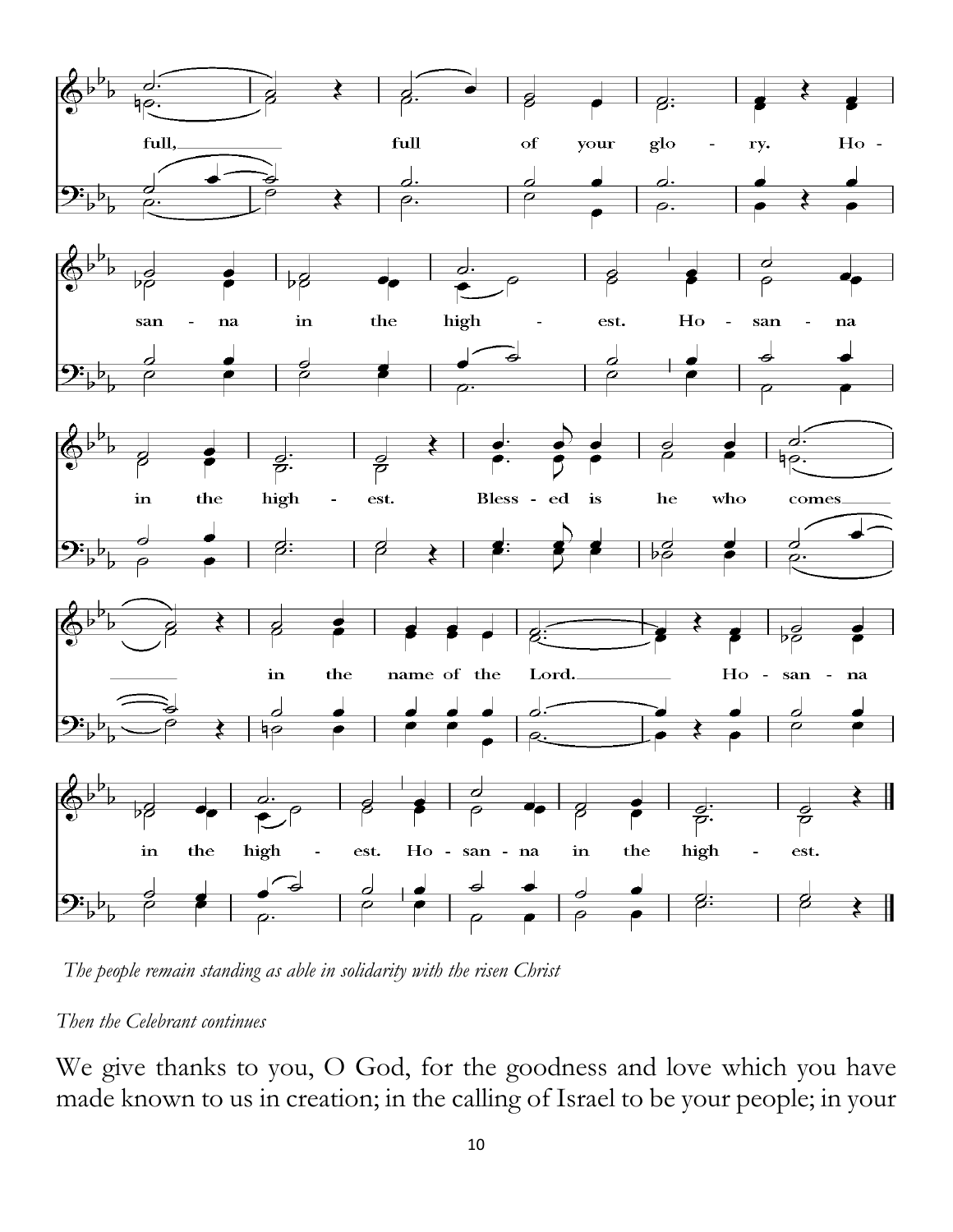full, full of your glo - ry. Ho - san - na in the high - est. Ho - san - na in the high - est. Bless - ed is he who comes in the name of the Lord. Ho - san - na in the high - est. Ho - san - na in the high - est.

*The people remain standing as able in solidarity with the risen Christ*

*Then the Celebrant continues*

We give thanks to you, O God, for the goodness and love which you have made known to us in creation; in the calling of Israel to be your people; in your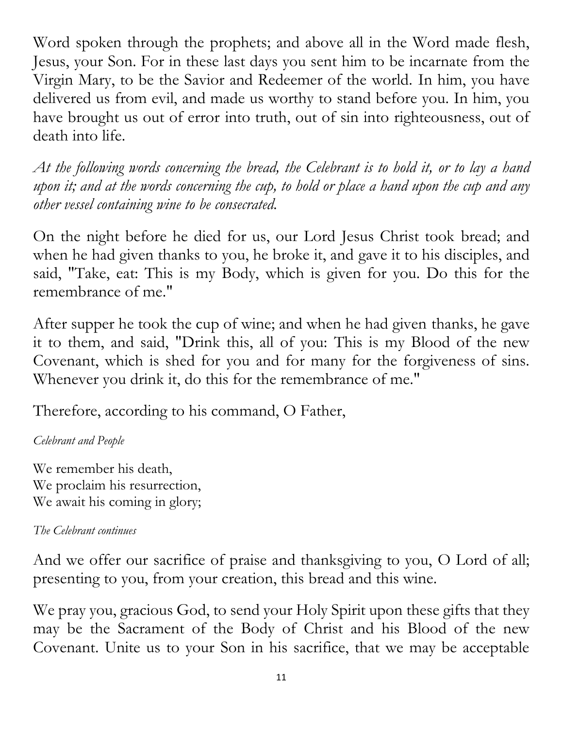Word spoken through the prophets; and above all in the Word made flesh, Jesus, your Son. For in these last days you sent him to be incarnate from the Virgin Mary, to be the Savior and Redeemer of the world. In him, you have delivered us from evil, and made us worthy to stand before you. In him, you have brought us out of error into truth, out of sin into righteousness, out of death into life.

*At the following words concerning the bread, the Celebrant is to hold it, or to lay a hand upon it; and at the words concerning the cup, to hold or place a hand upon the cup and any other vessel containing wine to be consecrated.*

On the night before he died for us, our Lord Jesus Christ took bread; and when he had given thanks to you, he broke it, and gave it to his disciples, and said, "Take, eat: This is my Body, which is given for you. Do this for the remembrance of me."

After supper he took the cup of wine; and when he had given thanks, he gave it to them, and said, "Drink this, all of you: This is my Blood of the new Covenant, which is shed for you and for many for the forgiveness of sins. Whenever you drink it, do this for the remembrance of me."

Therefore, according to his command, O Father,

*Celebrant and People*

We remember his death,  
We proclaim his resurrection,  
We await his coming in glory;

*The Celebrant continues*

And we offer our sacrifice of praise and thanksgiving to you, O Lord of all; presenting to you, from your creation, this bread and this wine.

We pray you, gracious God, to send your Holy Spirit upon these gifts that they may be the Sacrament of the Body of Christ and his Blood of the new Covenant. Unite us to your Son in his sacrifice, that we may be acceptable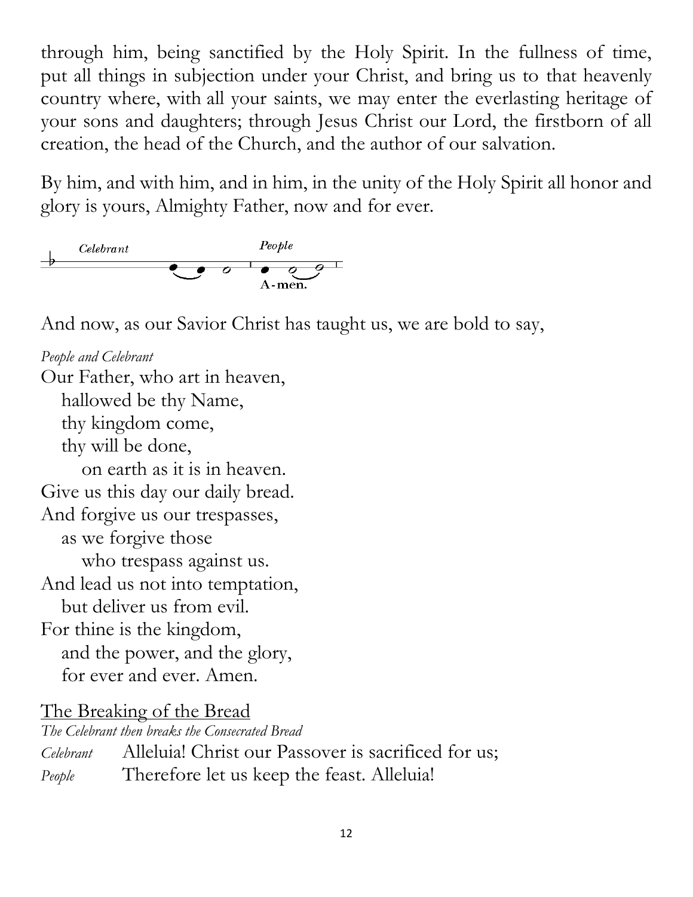through him, being sanctified by the Holy Spirit. In the fullness of time, put all things in subjection under your Christ, and bring us to that heavenly country where, with all your saints, we may enter the everlasting heritage of your sons and daughters; through Jesus Christ our Lord, the firstborn of all creation, the head of the Church, and the author of our salvation.

By him, and with him, and in him, in the unity of the Holy Spirit all honor and glory is yours, Almighty Father, now and for ever.

*Celebrant* *People*

A-men.

And now, as our Savior Christ has taught us, we are bold to say,

*People and Celebrant*

Our Father, who art in heaven,  
 hallowed be thy Name,  
 thy kingdom come,  
 thy will be done,  
  on earth as it is in heaven.  
Give us this day our daily bread.  
And forgive us our trespasses,  
 as we forgive those  
  who trespass against us.  
And lead us not into temptation,  
 but deliver us from evil.  
For thine is the kingdom,  
 and the power, and the glory,  
 for ever and ever. Amen.

## The Breaking of the Bread

*The Celebrant then breaks the Consecrated Bread*

*Celebrant* Alleluia! Christ our Passover is sacrificed for us;  
*People* Therefore let us keep the feast. Alleluia!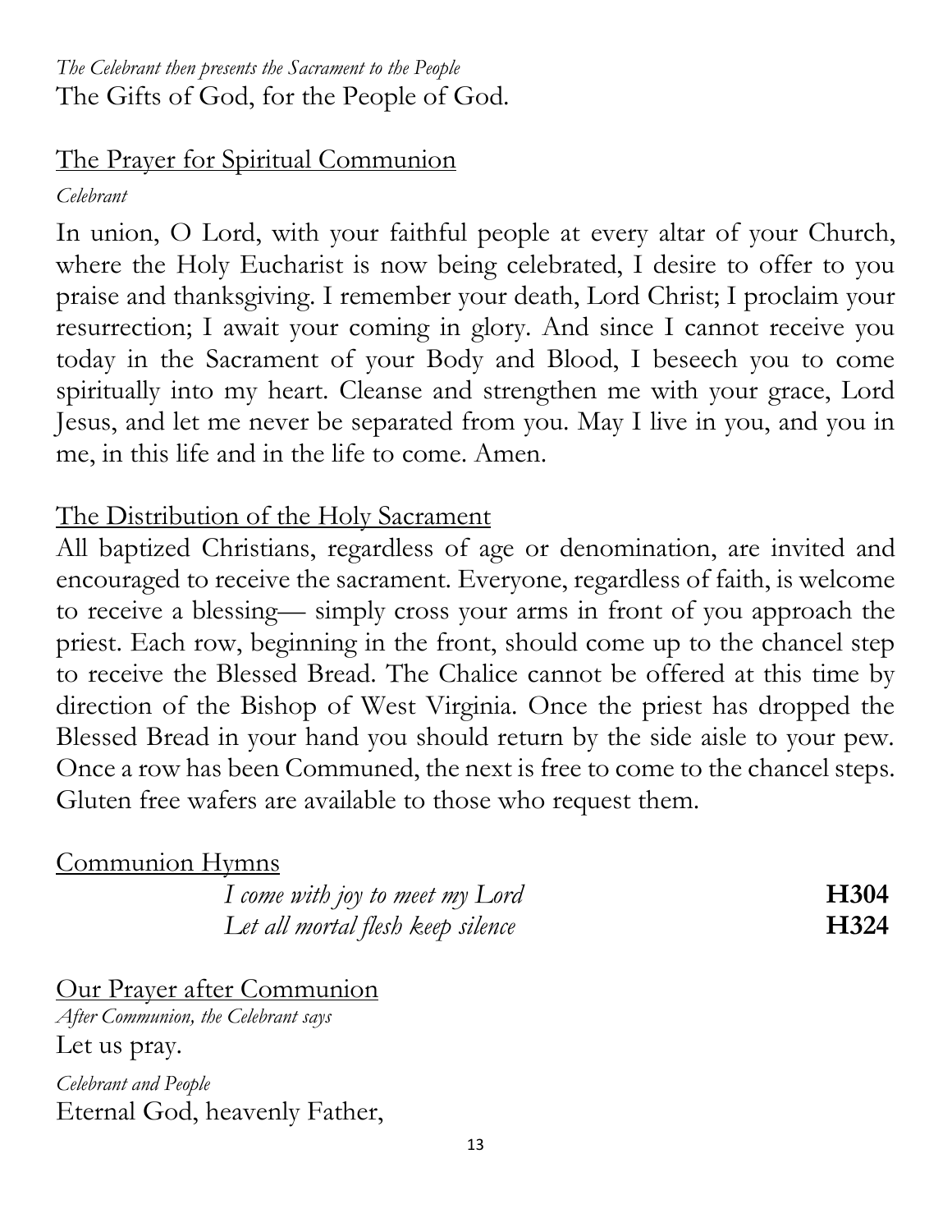*The Celebrant then presents the Sacrament to the People*
The Gifts of God, for the People of God.

## The Prayer for Spiritual Communion

*Celebrant*

In union, O Lord, with your faithful people at every altar of your Church, where the Holy Eucharist is now being celebrated, I desire to offer to you praise and thanksgiving. I remember your death, Lord Christ; I proclaim your resurrection; I await your coming in glory. And since I cannot receive you today in the Sacrament of your Body and Blood, I beseech you to come spiritually into my heart. Cleanse and strengthen me with your grace, Lord Jesus, and let me never be separated from you. May I live in you, and you in me, in this life and in the life to come. Amen.

## The Distribution of the Holy Sacrament

All baptized Christians, regardless of age or denomination, are invited and encouraged to receive the sacrament. Everyone, regardless of faith, is welcome to receive a blessing— simply cross your arms in front of you approach the priest. Each row, beginning in the front, should come up to the chancel step to receive the Blessed Bread. The Chalice cannot be offered at this time by direction of the Bishop of West Virginia. Once the priest has dropped the Blessed Bread in your hand you should return by the side aisle to your pew. Once a row has been Communed, the next is free to come to the chancel steps. Gluten free wafers are available to those who request them.

## Communion Hymns

*I come with joy to meet my Lord* **H304**
*Let all mortal flesh keep silence* **H324**

## Our Prayer after Communion

*After Communion, the Celebrant says*
Let us pray.

*Celebrant and People*
Eternal God, heavenly Father,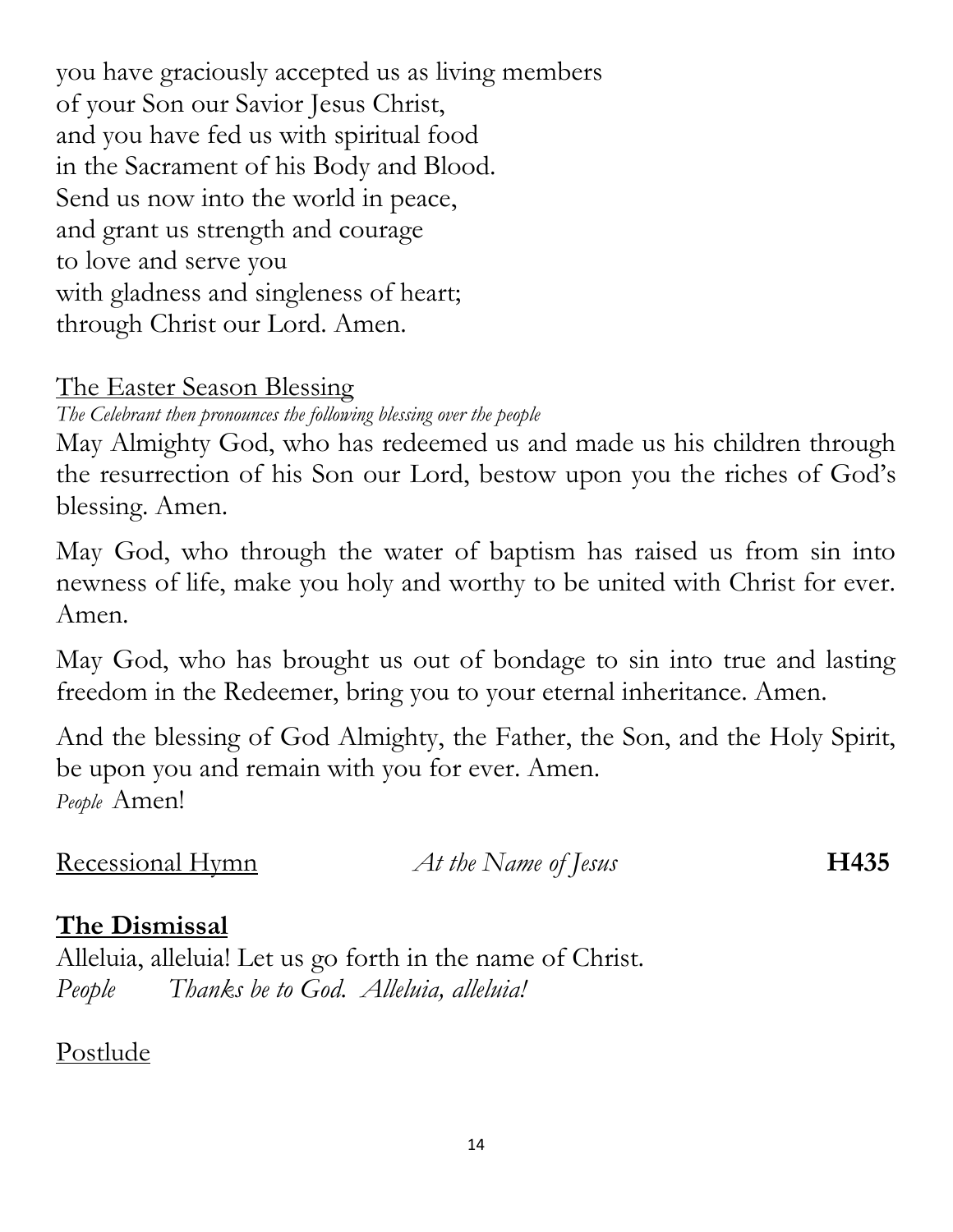you have graciously accepted us as living members
of your Son our Savior Jesus Christ,
and you have fed us with spiritual food
in the Sacrament of his Body and Blood.
Send us now into the world in peace,
and grant us strength and courage
to love and serve you
with gladness and singleness of heart;
through Christ our Lord. Amen.

The Easter Season Blessing

*The Celebrant then pronounces the following blessing over the people*

May Almighty God, who has redeemed us and made us his children through the resurrection of his Son our Lord, bestow upon you the riches of God's blessing. Amen.

May God, who through the water of baptism has raised us from sin into newness of life, make you holy and worthy to be united with Christ for ever. Amen.

May God, who has brought us out of bondage to sin into true and lasting freedom in the Redeemer, bring you to your eternal inheritance. Amen.

And the blessing of God Almighty, the Father, the Son, and the Holy Spirit, be upon you and remain with you for ever. Amen.
*People* Amen!

Recessional Hymn *At the Name of Jesus* **H435**

**The Dismissal**

Alleluia, alleluia! Let us go forth in the name of Christ.
*People* *Thanks be to God. Alleluia, alleluia!*

Postlude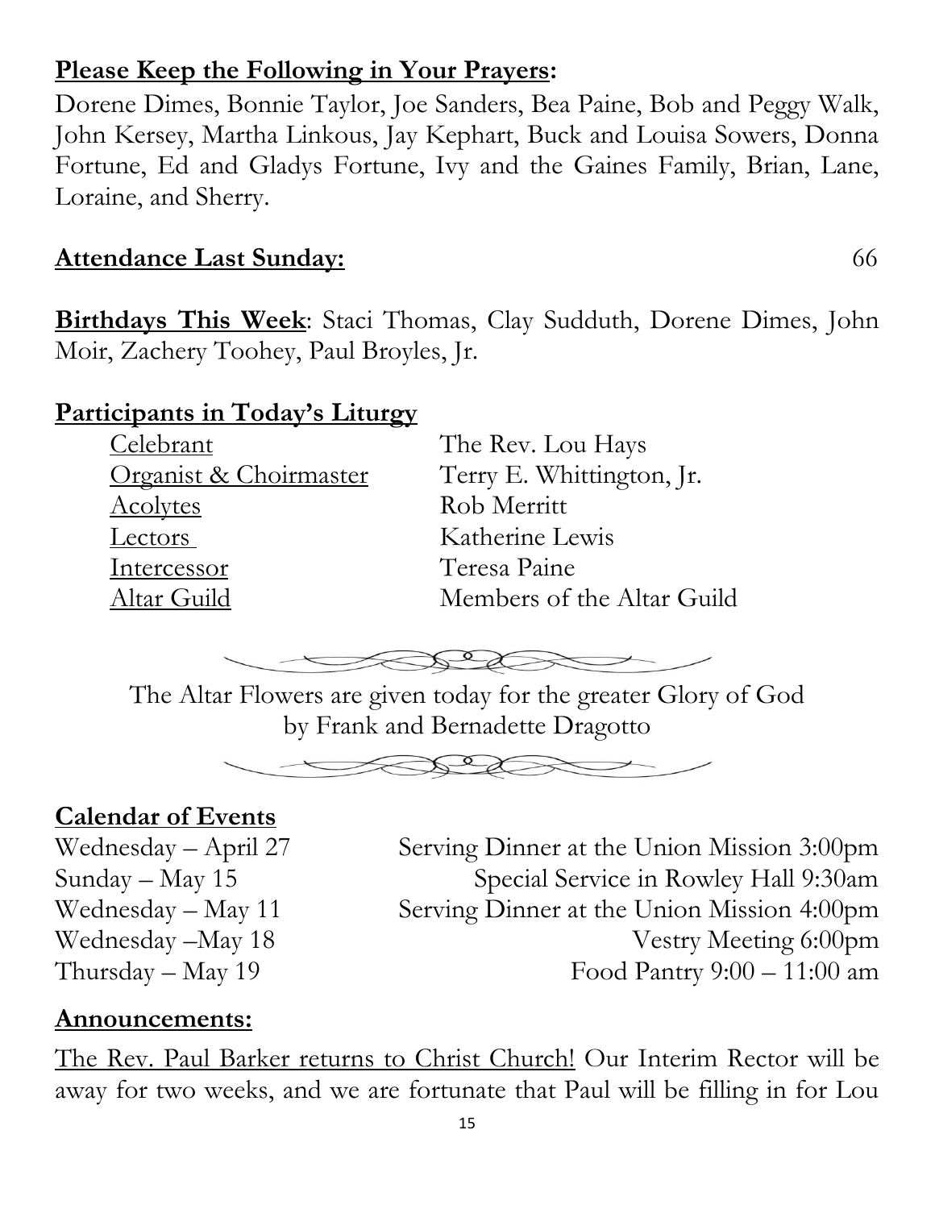**Please Keep the Following in Your Prayers:**

Dorene Dimes, Bonnie Taylor, Joe Sanders, Bea Paine, Bob and Peggy Walk, John Kersey, Martha Linkous, Jay Kephart, Buck and Louisa Sowers, Donna Fortune, Ed and Gladys Fortune, Ivy and the Gaines Family, Brian, Lane, Loraine, and Sherry.

**Attendance Last Sunday:** 66

**Birthdays This Week**: Staci Thomas, Clay Sudduth, Dorene Dimes, John Moir, Zachery Toohey, Paul Broyles, Jr.

**Participants in Today's Liturgy**

| | |
|---|---|
| Celebrant | The Rev. Lou Hays |
| Organist & Choirmaster | Terry E. Whittington, Jr. |
| Acolytes | Rob Merritt |
| Lectors | Katherine Lewis |
| Intercessor | Teresa Paine |
| Altar Guild | Members of the Altar Guild |

The Altar Flowers are given today for the greater Glory of God by Frank and Bernadette Dragotto

**Calendar of Events**

| | |
|---|---|
| Wednesday – April 27 | Serving Dinner at the Union Mission 3:00pm |
| Sunday – May 15 | Special Service in Rowley Hall 9:30am |
| Wednesday – May 11 | Serving Dinner at the Union Mission 4:00pm |
| Wednesday –May 18 | Vestry Meeting 6:00pm |
| Thursday – May 19 | Food Pantry 9:00 – 11:00 am |

**Announcements:**

The Rev. Paul Barker returns to Christ Church! Our Interim Rector will be away for two weeks, and we are fortunate that Paul will be filling in for Lou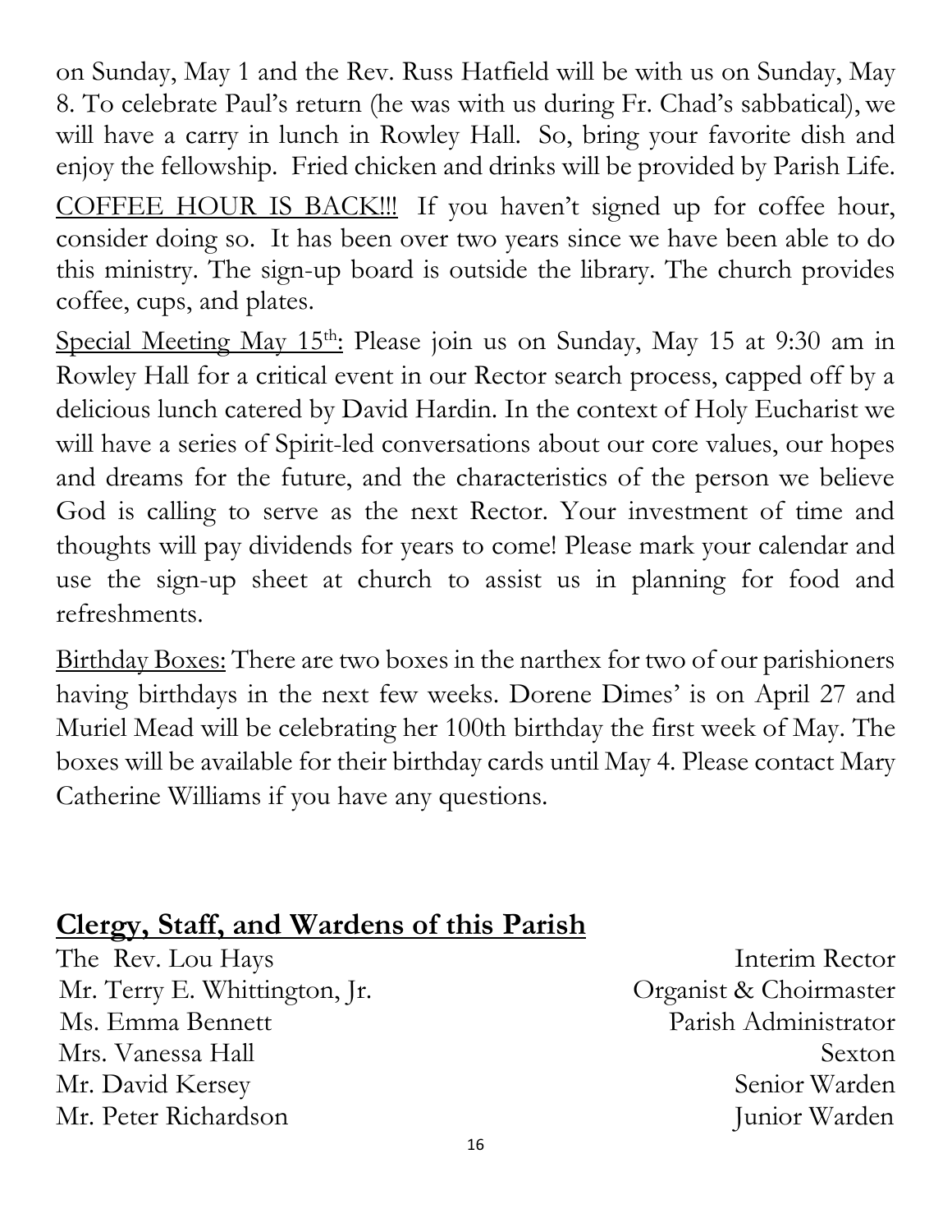on Sunday, May 1 and the Rev. Russ Hatfield will be with us on Sunday, May 8. To celebrate Paul's return (he was with us during Fr. Chad's sabbatical), we will have a carry in lunch in Rowley Hall. So, bring your favorite dish and enjoy the fellowship. Fried chicken and drinks will be provided by Parish Life.

COFFEE HOUR IS BACK!!! If you haven't signed up for coffee hour, consider doing so. It has been over two years since we have been able to do this ministry. The sign-up board is outside the library. The church provides coffee, cups, and plates.

Special Meeting May 15th: Please join us on Sunday, May 15 at 9:30 am in Rowley Hall for a critical event in our Rector search process, capped off by a delicious lunch catered by David Hardin. In the context of Holy Eucharist we will have a series of Spirit-led conversations about our core values, our hopes and dreams for the future, and the characteristics of the person we believe God is calling to serve as the next Rector. Your investment of time and thoughts will pay dividends for years to come! Please mark your calendar and use the sign-up sheet at church to assist us in planning for food and refreshments.

Birthday Boxes: There are two boxes in the narthex for two of our parishioners having birthdays in the next few weeks. Dorene Dimes' is on April 27 and Muriel Mead will be celebrating her 100th birthday the first week of May. The boxes will be available for their birthday cards until May 4. Please contact Mary Catherine Williams if you have any questions.

## Clergy, Staff, and Wardens of this Parish

| | |
|---|---|
| The Rev. Lou Hays | Interim Rector |
| Mr. Terry E. Whittington, Jr. | Organist & Choirmaster |
| Ms. Emma Bennett | Parish Administrator |
| Mrs. Vanessa Hall | Sexton |
| Mr. David Kersey | Senior Warden |
| Mr. Peter Richardson | Junior Warden |